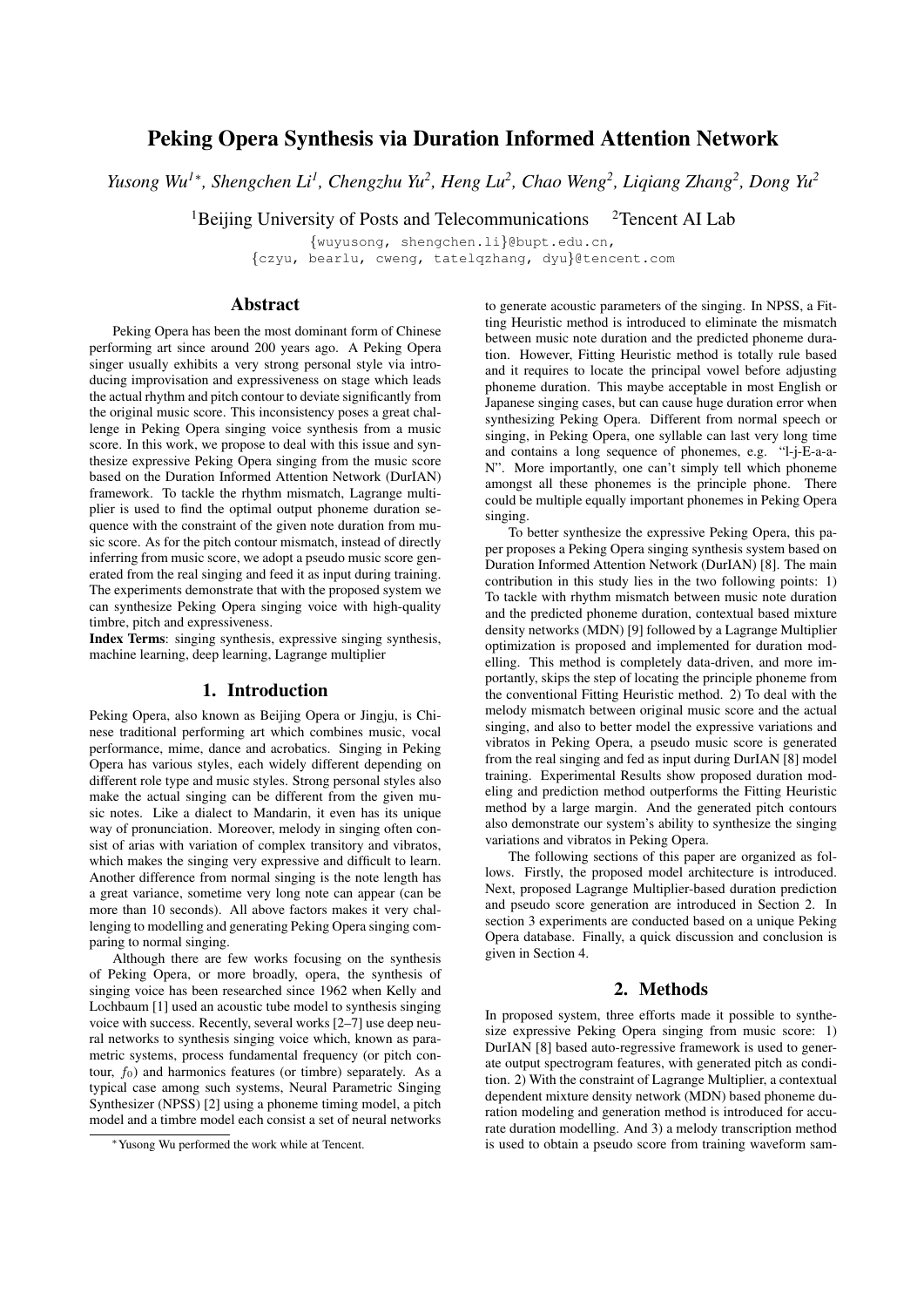# Peking Opera Synthesis via Duration Informed Attention Network

*Yusong Wu[1]*, Shengchen Li[1], Chengzhu Yu[2], Heng Lu[2], Chao Weng[2], Liqiang Zhang[2], Dong Yu[2]*

[1]Beijing University of Posts and Telecommunications [2]Tencent AI Lab

{wuyusong, shengchen.li}@bupt.edu.cn,
{czyu, bearlu, cweng, tatelqzhang, dyu}@tencent.com

## Abstract

Peking Opera has been the most dominant form of Chinese performing art since around 200 years ago. A Peking Opera singer usually exhibits a very strong personal style via introducing improvisation and expressiveness on stage which leads the actual rhythm and pitch contour to deviate significantly from the original music score. This inconsistency poses a great challenge in Peking Opera singing voice synthesis from a music score. In this work, we propose to deal with this issue and synthesize expressive Peking Opera singing from the music score based on the Duration Informed Attention Network (DurIAN) framework. To tackle the rhythm mismatch, Lagrange multiplier is used to find the optimal output phoneme duration sequence with the constraint of the given note duration from music score. As for the pitch contour mismatch, instead of directly inferring from music score, we adopt a pseudo music score generated from the real singing and feed it as input during training. The experiments demonstrate that with the proposed system we can synthesize Peking Opera singing voice with high-quality timbre, pitch and expressiveness.

**Index Terms**: singing synthesis, expressive singing synthesis, machine learning, deep learning, Lagrange multiplier

## 1. Introduction

Peking Opera, also known as Beijing Opera or Jingju, is Chinese traditional performing art which combines music, vocal performance, mime, dance and acrobatics. Singing in Peking Opera has various styles, each widely different depending on different role type and music styles. Strong personal styles also make the actual singing can be different from the given music notes. Like a dialect to Mandarin, it even has its unique way of pronunciation. Moreover, melody in singing often consist of arias with variation of complex transitory and vibratos, which makes the singing very expressive and difficult to learn. Another difference from normal singing is the note length has a great variance, sometime very long note can appear (can be more than 10 seconds). All above factors makes it very challenging to modelling and generating Peking Opera singing comparing to normal singing.

Although there are few works focusing on the synthesis of Peking Opera, or more broadly, opera, the synthesis of singing voice has been researched since 1962 when Kelly and Lochbaum [1] used an acoustic tube model to synthesis singing voice with success. Recently, several works [2–7] use deep neural networks to synthesis singing voice which, known as parametric systems, process fundamental frequency (or pitch contour, $f_0$) and harmonics features (or timbre) separately. As a typical case among such systems, Neural Parametric Singing Synthesizer (NPSS) [2] using a phoneme timing model, a pitch model and a timbre model each consist a set of neural networks to generate acoustic parameters of the singing. In NPSS, a Fitting Heuristic method is introduced to eliminate the mismatch between music note duration and the predicted phoneme duration. However, Fitting Heuristic method is totally rule based and it requires to locate the principal vowel before adjusting phoneme duration. This maybe acceptable in most English or Japanese singing cases, but can cause huge duration error when synthesizing Peking Opera. Different from normal speech or singing, in Peking Opera, one syllable can last very long time and contains a long sequence of phonemes, e.g. "l-j-E-a-a-N". More importantly, one can't simply tell which phoneme amongst all these phonemes is the principle phone. There could be multiple equally important phonemes in Peking Opera singing.

To better synthesize the expressive Peking Opera, this paper proposes a Peking Opera singing synthesis system based on Duration Informed Attention Network (DurIAN) [8]. The main contribution in this study lies in the two following points: 1) To tackle with rhythm mismatch between music note duration and the predicted phoneme duration, contextual based mixture density networks (MDN) [9] followed by a Lagrange Multiplier optimization is proposed and implemented for duration modelling. This method is completely data-driven, and more importantly, skips the step of locating the principle phoneme from the conventional Fitting Heuristic method. 2) To deal with the melody mismatch between original music score and the actual singing, and also to better model the expressive variations and vibratos in Peking Opera, a pseudo music score is generated from the real singing and fed as input during DurIAN [8] model training. Experimental Results show proposed duration modeling and prediction method outperforms the Fitting Heuristic method by a large margin. And the generated pitch contours also demonstrate our system's ability to synthesize the singing variations and vibratos in Peking Opera.

The following sections of this paper are organized as follows. Firstly, the proposed model architecture is introduced. Next, proposed Lagrange Multiplier-based duration prediction and pseudo score generation are introduced in Section 2. In section 3 experiments are conducted based on a unique Peking Opera database. Finally, a quick discussion and conclusion is given in Section 4.

## 2. Methods

In proposed system, three efforts made it possible to synthesize expressive Peking Opera singing from music score: 1) DurIAN [8] based auto-regressive framework is used to generate output spectrogram features, with generated pitch as condition. 2) With the constraint of Lagrange Multiplier, a contextual dependent mixture density network (MDN) based phoneme duration modeling and generation method is introduced for accurate duration modelling. And 3) a melody transcription method is used to obtain a pseudo score from training waveform sam-

*Yusong Wu performed the work while at Tencent.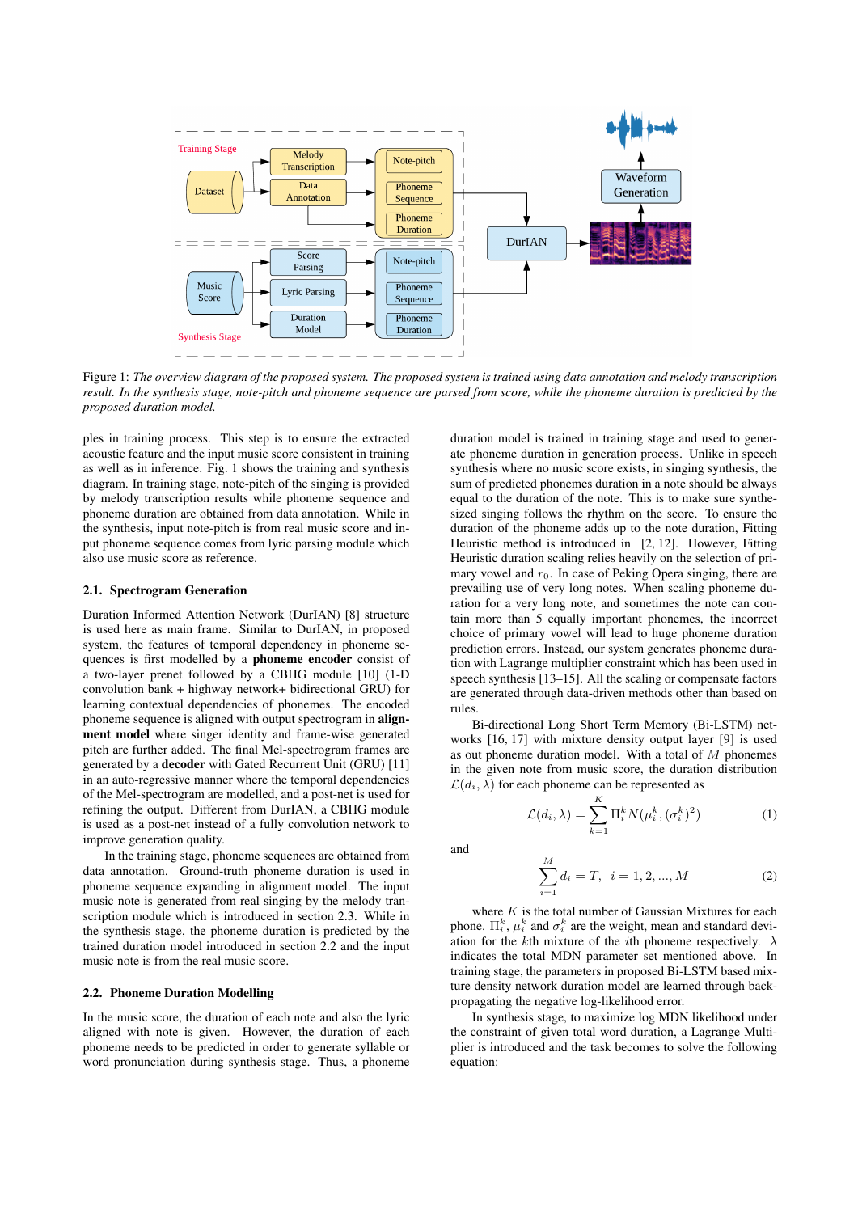Figure 1: *The overview diagram of the proposed system. The proposed system is trained using data annotation and melody transcription result. In the synthesis stage, note-pitch and phoneme sequence are parsed from score, while the phoneme duration is predicted by the proposed duration model.*

ples in training process. This step is to ensure the extracted acoustic feature and the input music score consistent in training as well as in inference. Fig. 1 shows the training and synthesis diagram. In training stage, note-pitch of the singing is provided by melody transcription results while phoneme sequence and phoneme duration are obtained from data annotation. While in the synthesis, input note-pitch is from real music score and input phoneme sequence comes from lyric parsing module which also use music score as reference.

### 2.1. Spectrogram Generation

Duration Informed Attention Network (DurIAN) [8] structure is used here as main frame. Similar to DurIAN, in proposed system, the features of temporal dependency in phoneme sequences is first modelled by a **phoneme encoder** consist of a two-layer prenet followed by a CBHG module [10] (1-D convolution bank + highway network+ bidirectional GRU) for learning contextual dependencies of phonemes. The encoded phoneme sequence is aligned with output spectrogram in **alignment model** where singer identity and frame-wise generated pitch are further added. The final Mel-spectrogram frames are generated by a **decoder** with Gated Recurrent Unit (GRU) [11] in an auto-regressive manner where the temporal dependencies of the Mel-spectrogram are modelled, and a post-net is used for refining the output. Different from DurIAN, a CBHG module is used as a post-net instead of a fully convolution network to improve generation quality.

In the training stage, phoneme sequences are obtained from data annotation. Ground-truth phoneme duration is used in phoneme sequence expanding in alignment model. The input music note is generated from real singing by the melody transcription module which is introduced in section 2.3. While in the synthesis stage, the phoneme duration is predicted by the trained duration model introduced in section 2.2 and the input music note is from the real music score.

### 2.2. Phoneme Duration Modelling

In the music score, the duration of each note and also the lyric aligned with note is given. However, the duration of each phoneme needs to be predicted in order to generate syllable or word pronunciation during synthesis stage. Thus, a phoneme duration model is trained in training stage and used to generate phoneme duration in generation process. Unlike in speech synthesis where no music score exists, in singing synthesis, the sum of predicted phonemes duration in a note should be always equal to the duration of the note. This is to make sure synthesized singing follows the rhythm on the score. To ensure the duration of the phoneme adds up to the note duration, Fitting Heuristic method is introduced in [2, 12]. However, Fitting Heuristic duration scaling relies heavily on the selection of primary vowel and $r_0$. In case of Peking Opera singing, there are prevailing use of very long notes. When scaling phoneme duration for a very long note, and sometimes the note can contain more than 5 equally important phonemes, the incorrect choice of primary vowel will lead to huge phoneme duration prediction errors. Instead, our system generates phoneme duration with Lagrange multiplier constraint which has been used in speech synthesis [13–15]. All the scaling or compensate factors are generated through data-driven methods other than based on rules.

Bi-directional Long Short Term Memory (Bi-LSTM) networks [16, 17] with mixture density output layer [9] is used as out phoneme duration model. With a total of $M$ phonemes in the given note from music score, the duration distribution $\mathcal{L}(d_i, \lambda)$ for each phoneme can be represented as

$$\mathcal{L}(d_i, \lambda) = \sum_{k=1}^{K} \Pi_i^k N(\mu_i^k, (\sigma_i^k)^2) \tag{1}$$

and

$$\sum_{i=1}^{M} d_i = T, \quad i = 1, 2, ..., M \tag{2}$$

where $K$ is the total number of Gaussian Mixtures for each phone. $\Pi_i^k$, $\mu_i^k$ and $\sigma_i^k$ are the weight, mean and standard deviation for the $k$th mixture of the $i$th phoneme respectively. $\lambda$ indicates the total MDN parameter set mentioned above. In training stage, the parameters in proposed Bi-LSTM based mixture density network duration model are learned through back-propagating the negative log-likelihood error.

In synthesis stage, to maximize log MDN likelihood under the constraint of given total word duration, a Lagrange Multiplier is introduced and the task becomes to solve the following equation: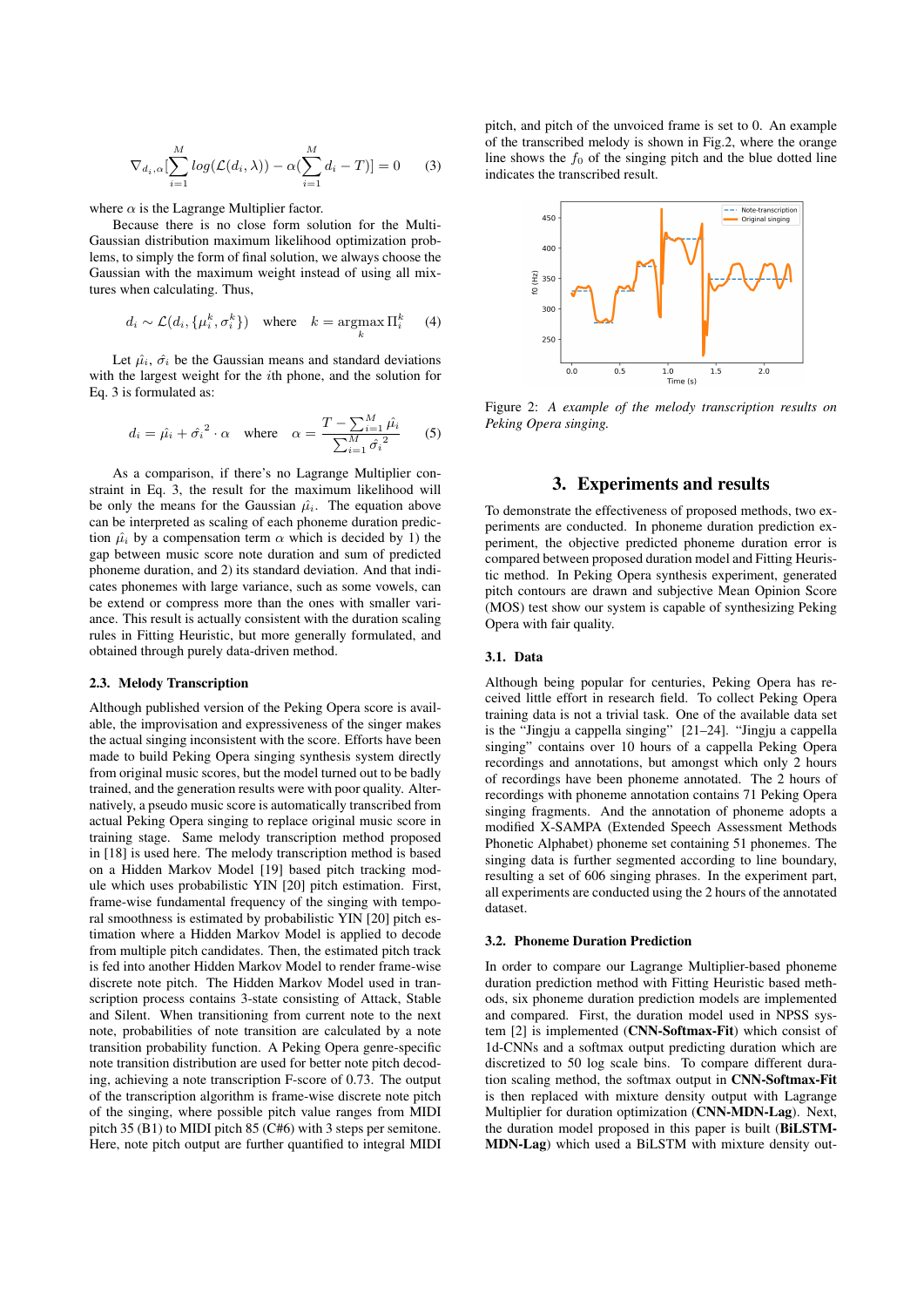$$\nabla_{d_i,\alpha}[\sum_{i=1}^{M} log(\mathcal{L}(d_i, \lambda)) - \alpha(\sum_{i=1}^{M} d_i - T)] = 0 \quad (3)$$

where $\alpha$ is the Lagrange Multiplier factor.

Because there is no close form solution for the Multi-Gaussian distribution maximum likelihood optimization problems, to simply the form of final solution, we always choose the Gaussian with the maximum weight instead of using all mixtures when calculating. Thus,

$$d_i \sim \mathcal{L}(d_i, \{\mu_i^k, \sigma_i^k\}) \quad \text{where} \quad k = \operatorname*{argmax}_k \Pi_i^k \quad (4)$$

Let $\hat{\mu_i}$, $\hat{\sigma_i}$ be the Gaussian means and standard deviations with the largest weight for the $i$th phone, and the solution for Eq. 3 is formulated as:

$$d_i = \hat{\mu_i} + \hat{\sigma_i}^2 \cdot \alpha \quad \text{where} \quad \alpha = \frac{T - \sum_{i=1}^{M} \hat{\mu_i}}{\sum_{i=1}^{M} \hat{\sigma_i}^2} \quad (5)$$

As a comparison, if there's no Lagrange Multiplier constraint in Eq. 3, the result for the maximum likelihood will be only the means for the Gaussian $\hat{\mu_i}$. The equation above can be interpreted as scaling of each phoneme duration prediction $\hat{\mu_i}$ by a compensation term $\alpha$ which is decided by 1) the gap between music score note duration and sum of predicted phoneme duration, and 2) its standard deviation. And that indicates phonemes with large variance, such as some vowels, can be extend or compress more than the ones with smaller variance. This result is actually consistent with the duration scaling rules in Fitting Heuristic, but more generally formulated, and obtained through purely data-driven method.

### 2.3. Melody Transcription

Although published version of the Peking Opera score is available, the improvisation and expressiveness of the singer makes the actual singing inconsistent with the score. Efforts have been made to build Peking Opera singing synthesis system directly from original music scores, but the model turned out to be badly trained, and the generation results were with poor quality. Alternatively, a pseudo music score is automatically transcribed from actual Peking Opera singing to replace original music score in training stage. Same melody transcription method proposed in [18] is used here. The melody transcription method is based on a Hidden Markov Model [19] based pitch tracking module which uses probabilistic YIN [20] pitch estimation. First, frame-wise fundamental frequency of the singing with temporal smoothness is estimated by probabilistic YIN [20] pitch estimation where a Hidden Markov Model is applied to decode from multiple pitch candidates. Then, the estimated pitch track is fed into another Hidden Markov Model to render frame-wise discrete note pitch. The Hidden Markov Model used in transcription process contains 3-state consisting of Attack, Stable and Silent. When transitioning from current note to the next note, probabilities of note transition are calculated by a note transition probability function. A Peking Opera genre-specific note transition distribution are used for better note pitch decoding, achieving a note transcription F-score of 0.73. The output of the transcription algorithm is frame-wise discrete note pitch of the singing, where possible pitch value ranges from MIDI pitch 35 (B1) to MIDI pitch 85 (C#6) with 3 steps per semitone. Here, note pitch output are further quantified to integral MIDI pitch, and pitch of the unvoiced frame is set to 0. An example of the transcribed melody is shown in Fig.2, where the orange line shows the $f_0$ of the singing pitch and the blue dotted line indicates the transcribed result.

Figure 2: *A example of the melody transcription results on Peking Opera singing.*

## 3. Experiments and results

To demonstrate the effectiveness of proposed methods, two experiments are conducted. In phoneme duration prediction experiment, the objective predicted phoneme duration error is compared between proposed duration model and Fitting Heuristic method. In Peking Opera synthesis experiment, generated pitch contours are shown and subjective Mean Opinion Score (MOS) test show our system is capable of synthesizing Peking Opera with fair quality.

### 3.1. Data

Although being popular for centuries, Peking Opera has received little effort in research field. To collect Peking Opera training data is not a trivial task. One of the available data set is the "Jingju a cappella singing" [21–24]. "Jingju a cappella singing" contains over 10 hours of a cappella Peking Opera recordings and annotations, but amongst which only 2 hours of recordings have been phoneme annotated. The 2 hours of recordings with phoneme annotation contains 71 Peking Opera singing fragments. And the annotation of phoneme adopts a modified X-SAMPA (Extended Speech Assessment Methods Phonetic Alphabet) phoneme set containing 51 phonemes. The singing data is further segmented according to line boundary, resulting a set of 606 singing phrases. In the experiment part, all experiments are conducted using the 2 hours of the annotated dataset.

### 3.2. Phoneme Duration Prediction

In order to compare our Lagrange Multiplier-based phoneme duration prediction method with Fitting Heuristic based methods, six phoneme duration prediction models are implemented and compared. First, the duration model used in NPSS system [2] is implemented (**CNN-Softmax-Fit**) which consist of 1d-CNNs and a softmax output predicting duration which are discretized to 50 log scale bins. To compare different duration scaling method, the softmax output in **CNN-Softmax-Fit** is then replaced with mixture density output with Lagrange Multiplier for duration optimization (**CNN-MDN-Lag**). Next, the duration model proposed in this paper is built (**BiLSTM-MDN-Lag**) which used a BiLSTM with mixture density out-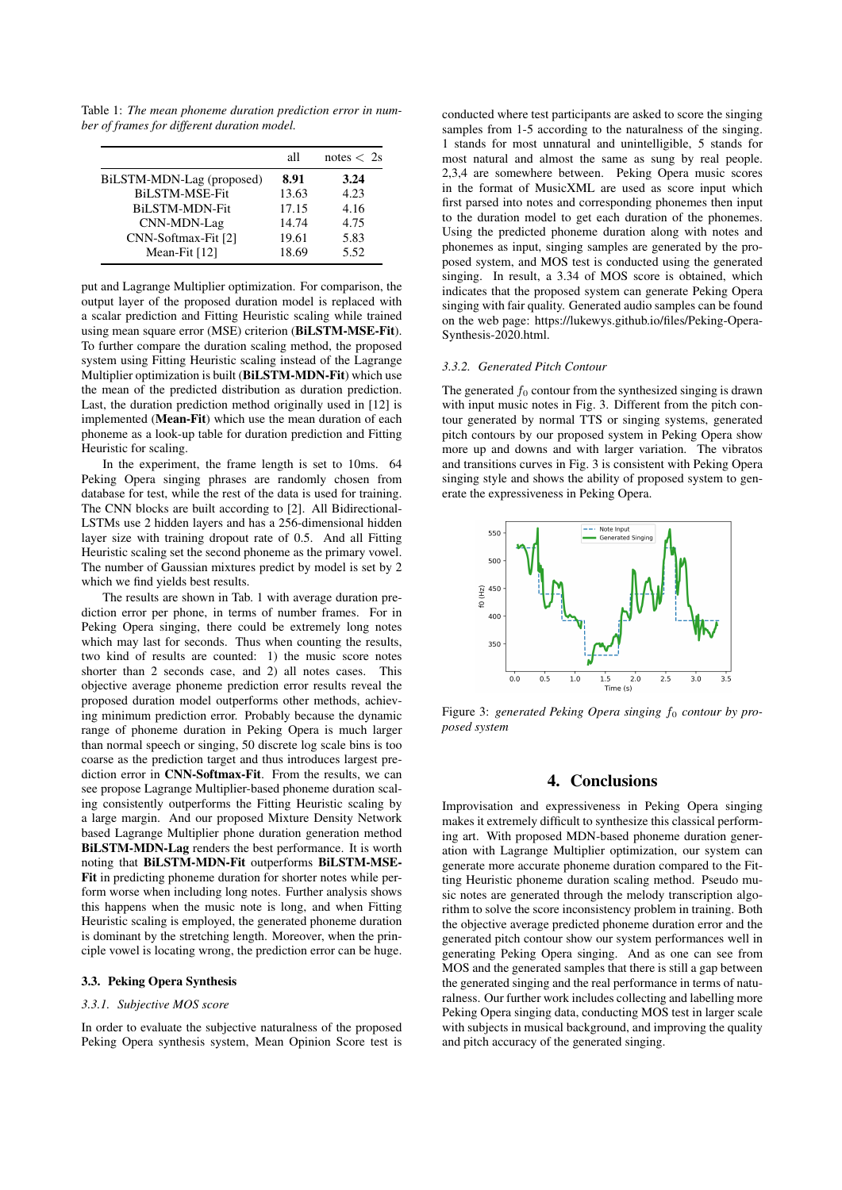Table 1: *The mean phoneme duration prediction error in number of frames for different duration model.*

| | all | notes < 2s |
|---|---|---|
| BiLSTM-MDN-Lag (proposed) | **8.91** | **3.24** |
| BiLSTM-MSE-Fit | 13.63 | 4.23 |
| BiLSTM-MDN-Fit | 17.15 | 4.16 |
| CNN-MDN-Lag | 14.74 | 4.75 |
| CNN-Softmax-Fit [2] | 19.61 | 5.83 |
| Mean-Fit [12] | 18.69 | 5.52 |

put and Lagrange Multiplier optimization. For comparison, the output layer of the proposed duration model is replaced with a scalar prediction and Fitting Heuristic scaling while trained using mean square error (MSE) criterion (**BiLSTM-MSE-Fit**). To further compare the duration scaling method, the proposed system using Fitting Heuristic scaling instead of the Lagrange Multiplier optimization is built (**BiLSTM-MDN-Fit**) which use the mean of the predicted distribution as duration prediction. Last, the duration prediction method originally used in [12] is implemented (**Mean-Fit**) which use the mean duration of each phoneme as a look-up table for duration prediction and Fitting Heuristic for scaling.

In the experiment, the frame length is set to 10ms. 64 Peking Opera singing phrases are randomly chosen from database for test, while the rest of the data is used for training. The CNN blocks are built according to [2]. All Bidirectional-LSTMs use 2 hidden layers and has a 256-dimensional hidden layer size with training dropout rate of 0.5. And all Fitting Heuristic scaling set the second phoneme as the primary vowel. The number of Gaussian mixtures predict by model is set by 2 which we find yields best results.

The results are shown in Tab. 1 with average duration prediction error per phone, in terms of number frames. For in Peking Opera singing, there could be extremely long notes which may last for seconds. Thus when counting the results, two kind of results are counted: 1) the music score notes shorter than 2 seconds case, and 2) all notes cases. This objective average phoneme prediction error results reveal the proposed duration model outperforms other methods, achieving minimum prediction error. Probably because the dynamic range of phoneme duration in Peking Opera is much larger than normal speech or singing, 50 discrete log scale bins is too coarse as the prediction target and thus introduces largest prediction error in **CNN-Softmax-Fit**. From the results, we can see propose Lagrange Multiplier-based phoneme duration scaling consistently outperforms the Fitting Heuristic scaling by a large margin. And our proposed Mixture Density Network based Lagrange Multiplier phone duration generation method **BiLSTM-MDN-Lag** renders the best performance. It is worth noting that **BiLSTM-MDN-Fit** outperforms **BiLSTM-MSE-Fit** in predicting phoneme duration for shorter notes while perform worse when including long notes. Further analysis shows this happens when the music note is long, and when Fitting Heuristic scaling is employed, the generated phoneme duration is dominant by the stretching length. Moreover, when the principle vowel is locating wrong, the prediction error can be huge.

### 3.3. Peking Opera Synthesis

#### *3.3.1. Subjective MOS score*

In order to evaluate the subjective naturalness of the proposed Peking Opera synthesis system, Mean Opinion Score test is conducted where test participants are asked to score the singing samples from 1-5 according to the naturalness of the singing. 1 stands for most unnatural and unintelligible, 5 stands for most natural and almost the same as sung by real people. 2,3,4 are somewhere between. Peking Opera music scores in the format of MusicXML are used as score input which first parsed into notes and corresponding phonemes then input to the duration model to get each duration of the phonemes. Using the predicted phoneme duration along with notes and phonemes as input, singing samples are generated by the proposed system, and MOS test is conducted using the generated singing. In result, a 3.34 of MOS score is obtained, which indicates that the proposed system can generate Peking Opera singing with fair quality. Generated audio samples can be found on the web page: https://lukewys.github.io/files/Peking-Opera-Synthesis-2020.html.

#### *3.3.2. Generated Pitch Contour*

The generated $f_0$ contour from the synthesized singing is drawn with input music notes in Fig. 3. Different from the pitch contour generated by normal TTS or singing systems, generated pitch contours by our proposed system in Peking Opera show more up and downs and with larger variation. The vibratos and transitions curves in Fig. 3 is consistent with Peking Opera singing style and shows the ability of proposed system to generate the expressiveness in Peking Opera.

Figure 3: *generated Peking Opera singing $f_0$ contour by proposed system*

## 4. Conclusions

Improvisation and expressiveness in Peking Opera singing makes it extremely difficult to synthesize this classical performing art. With proposed MDN-based phoneme duration generation with Lagrange Multiplier optimization, our system can generate more accurate phoneme duration compared to the Fitting Heuristic phoneme duration scaling method. Pseudo music notes are generated through the melody transcription algorithm to solve the score inconsistency problem in training. Both the objective average predicted phoneme duration error and the generated pitch contour show our system performances well in generating Peking Opera singing. And as one can see from MOS and the generated samples that there is still a gap between the generated singing and the real performance in terms of naturalness. Our further work includes collecting and labelling more Peking Opera singing data, conducting MOS test in larger scale with subjects in musical background, and improving the quality and pitch accuracy of the generated singing.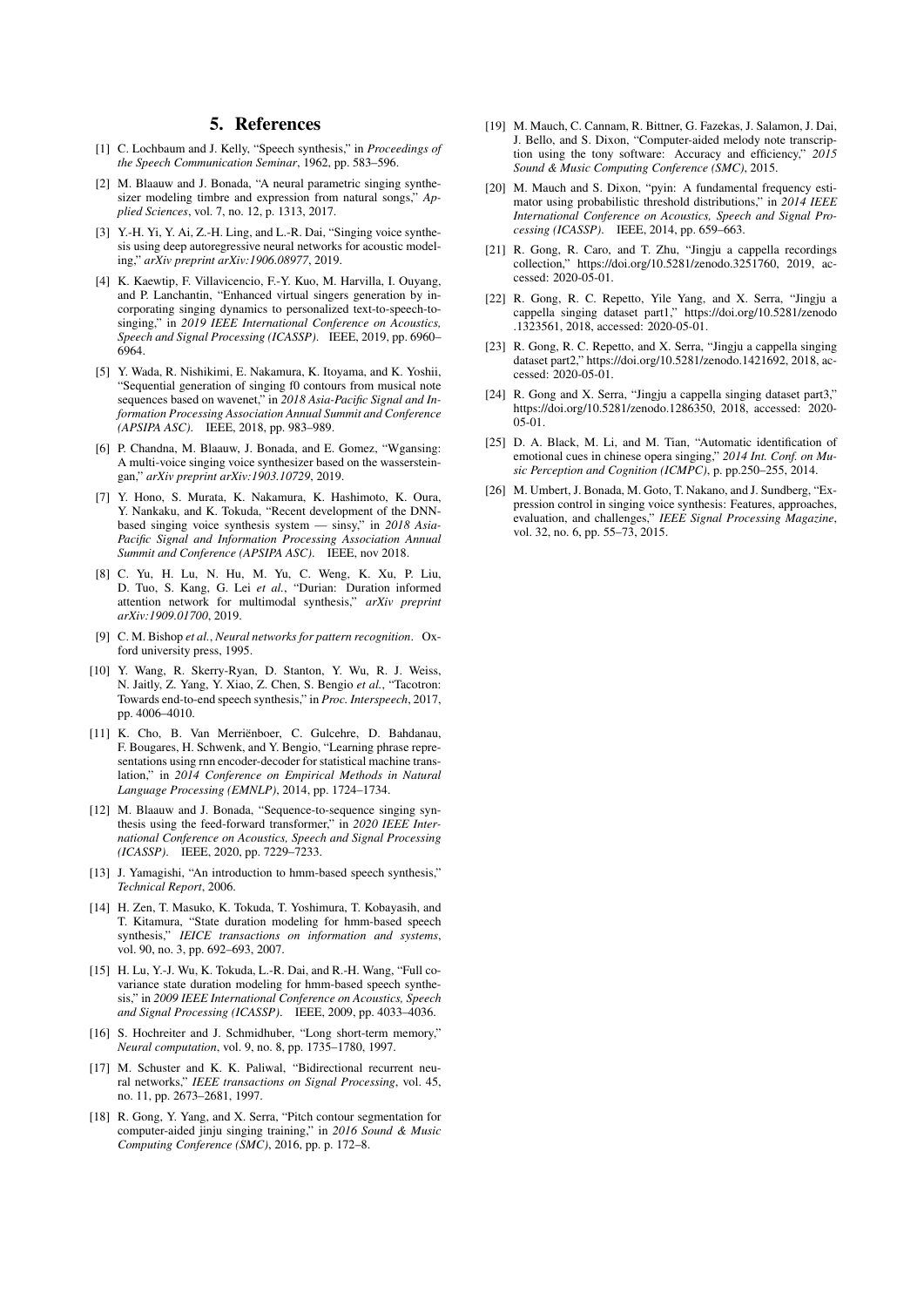## 5. References

[1] C. Lochbaum and J. Kelly, "Speech synthesis," in *Proceedings of the Speech Communication Seminar*, 1962, pp. 583–596.

[2] M. Blaauw and J. Bonada, "A neural parametric singing synthesizer modeling timbre and expression from natural songs," *Applied Sciences*, vol. 7, no. 12, p. 1313, 2017.

[3] Y.-H. Yi, Y. Ai, Z.-H. Ling, and L.-R. Dai, "Singing voice synthesis using deep autoregressive neural networks for acoustic modeling," *arXiv preprint arXiv:1906.08977*, 2019.

[4] K. Kaewtip, F. Villavicencio, F.-Y. Kuo, M. Harvilla, I. Ouyang, and P. Lanchantin, "Enhanced virtual singers generation by incorporating singing dynamics to personalized text-to-speech-to-singing," in *2019 IEEE International Conference on Acoustics, Speech and Signal Processing (ICASSP)*. IEEE, 2019, pp. 6960–6964.

[5] Y. Wada, R. Nishikimi, E. Nakamura, K. Itoyama, and K. Yoshii, "Sequential generation of singing f0 contours from musical note sequences based on wavenet," in *2018 Asia-Pacific Signal and Information Processing Association Annual Summit and Conference (APSIPA ASC)*. IEEE, 2018, pp. 983–989.

[6] P. Chandna, M. Blaauw, J. Bonada, and E. Gomez, "Wgansing: A multi-voice singing voice synthesizer based on the wasserstein-gan," *arXiv preprint arXiv:1903.10729*, 2019.

[7] Y. Hono, S. Murata, K. Nakamura, K. Hashimoto, K. Oura, Y. Nankaku, and K. Tokuda, "Recent development of the DNN-based singing voice synthesis system — sinsy," in *2018 Asia-Pacific Signal and Information Processing Association Annual Summit and Conference (APSIPA ASC)*. IEEE, nov 2018.

[8] C. Yu, H. Lu, N. Hu, M. Yu, C. Weng, K. Xu, P. Liu, D. Tuo, S. Kang, G. Lei *et al.*, "Durian: Duration informed attention network for multimodal synthesis," *arXiv preprint arXiv:1909.01700*, 2019.

[9] C. M. Bishop *et al.*, *Neural networks for pattern recognition*. Oxford university press, 1995.

[10] Y. Wang, R. Skerry-Ryan, D. Stanton, Y. Wu, R. J. Weiss, N. Jaitly, Z. Yang, Y. Xiao, Z. Chen, S. Bengio *et al.*, "Tacotron: Towards end-to-end speech synthesis," in *Proc. Interspeech*, 2017, pp. 4006–4010.

[11] K. Cho, B. Van Merriënboer, C. Gulcehre, D. Bahdanau, F. Bougares, H. Schwenk, and Y. Bengio, "Learning phrase representations using rnn encoder-decoder for statistical machine translation," in *2014 Conference on Empirical Methods in Natural Language Processing (EMNLP)*, 2014, pp. 1724–1734.

[12] M. Blaauw and J. Bonada, "Sequence-to-sequence singing synthesis using the feed-forward transformer," in *2020 IEEE International Conference on Acoustics, Speech and Signal Processing (ICASSP)*. IEEE, 2020, pp. 7229–7233.

[13] J. Yamagishi, "An introduction to hmm-based speech synthesis," *Technical Report*, 2006.

[14] H. Zen, T. Masuko, K. Tokuda, T. Yoshimura, T. Kobayasih, and T. Kitamura, "State duration modeling for hmm-based speech synthesis," *IEICE transactions on information and systems*, vol. 90, no. 3, pp. 692–693, 2007.

[15] H. Lu, Y.-J. Wu, K. Tokuda, L.-R. Dai, and R.-H. Wang, "Full covariance state duration modeling for hmm-based speech synthesis," in *2009 IEEE International Conference on Acoustics, Speech and Signal Processing (ICASSP)*. IEEE, 2009, pp. 4033–4036.

[16] S. Hochreiter and J. Schmidhuber, "Long short-term memory," *Neural computation*, vol. 9, no. 8, pp. 1735–1780, 1997.

[17] M. Schuster and K. K. Paliwal, "Bidirectional recurrent neural networks," *IEEE transactions on Signal Processing*, vol. 45, no. 11, pp. 2673–2681, 1997.

[18] R. Gong, Y. Yang, and X. Serra, "Pitch contour segmentation for computer-aided jinju singing training," in *2016 Sound & Music Computing Conference (SMC)*, 2016, pp. p. 172–8.

[19] M. Mauch, C. Cannam, R. Bittner, G. Fazekas, J. Salamon, J. Dai, J. Bello, and S. Dixon, "Computer-aided melody note transcription using the tony software: Accuracy and efficiency," *2015 Sound & Music Computing Conference (SMC)*, 2015.

[20] M. Mauch and S. Dixon, "pyin: A fundamental frequency estimator using probabilistic threshold distributions," in *2014 IEEE International Conference on Acoustics, Speech and Signal Processing (ICASSP)*. IEEE, 2014, pp. 659–663.

[21] R. Gong, R. Caro, and T. Zhu, "Jingju a cappella recordings collection," https://doi.org/10.5281/zenodo.3251760, 2019, accessed: 2020-05-01.

[22] R. Gong, R. C. Repetto, Yile Yang, and X. Serra, "Jingju a cappella singing dataset part1," https://doi.org/10.5281/zenodo.1323561, 2018, accessed: 2020-05-01.

[23] R. Gong, R. C. Repetto, and X. Serra, "Jingju a cappella singing dataset part2," https://doi.org/10.5281/zenodo.1421692, 2018, accessed: 2020-05-01.

[24] R. Gong and X. Serra, "Jingju a cappella singing dataset part3," https://doi.org/10.5281/zenodo.1286350, 2018, accessed: 2020-05-01.

[25] D. A. Black, M. Li, and M. Tian, "Automatic identification of emotional cues in chinese opera singing," *2014 Int. Conf. on Music Perception and Cognition (ICMPC)*, p. pp.250–255, 2014.

[26] M. Umbert, J. Bonada, M. Goto, T. Nakano, and J. Sundberg, "Expression control in singing voice synthesis: Features, approaches, evaluation, and challenges," *IEEE Signal Processing Magazine*, vol. 32, no. 6, pp. 55–73, 2015.